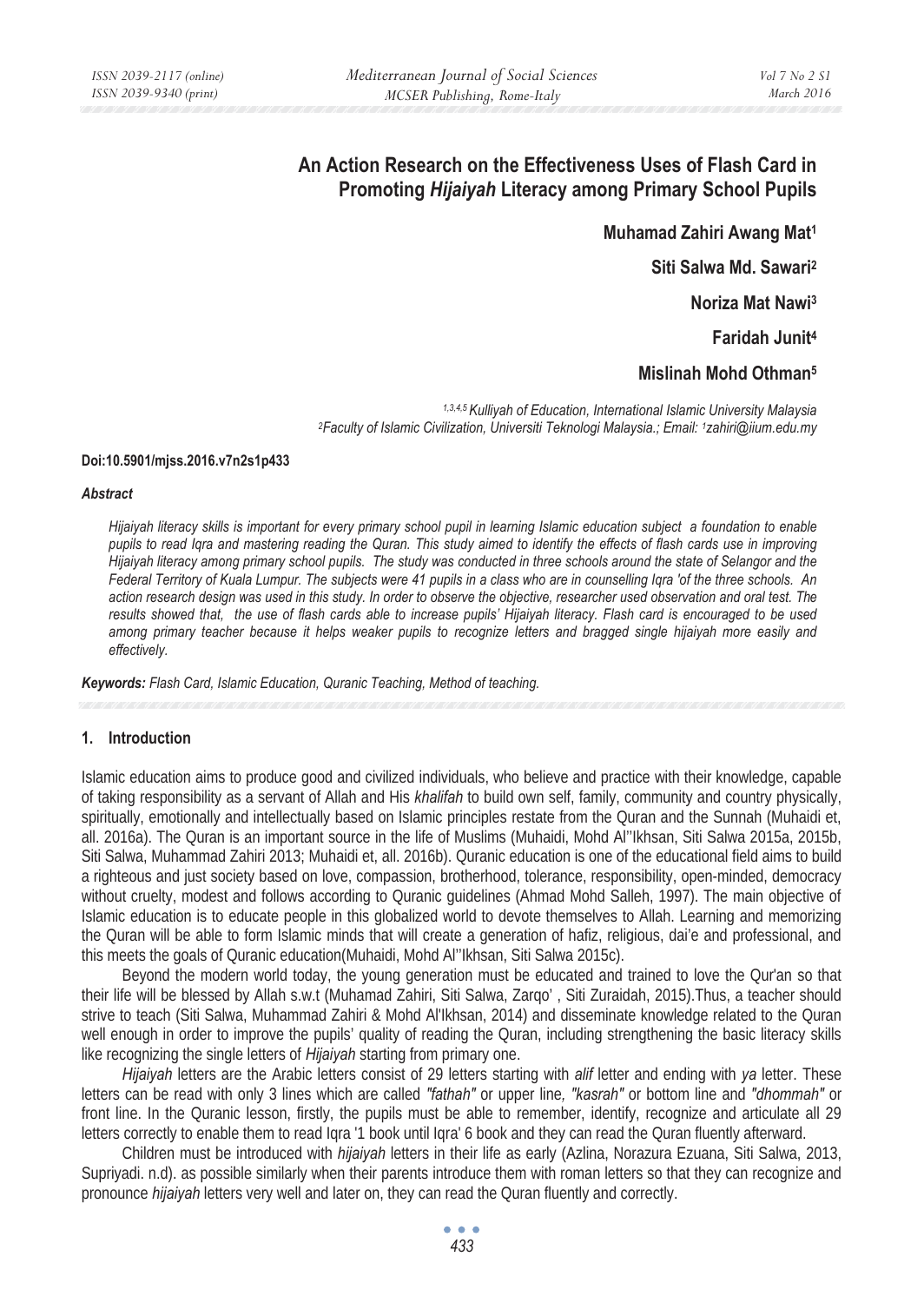# An Action Research on the Effectiveness Uses of Flash Card in Promoting *Hijaiyah* Literacy among Primary School Pupils

**Muhamad Zahiri Awang Mat[1]**

**Siti Salwa Md. Sawari[2]**

**Noriza Mat Nawi[3]**

**Faridah Junit[4]**

**Mislinah Mohd Othman[5]**

*[1,3,4,5] Kulliyah of Education, International Islamic University Malaysia*
*[2] Faculty of Islamic Civilization, Universiti Teknologi Malaysia.; Email: [1] zahiri@iium.edu.my*

**Doi:10.5901/mjss.2016.v7n2s1p433**

### *Abstract*

*Hijaiyah literacy skills is important for every primary school pupil in learning Islamic education subject a foundation to enable pupils to read Iqra and mastering reading the Quran. This study aimed to identify the effects of flash cards use in improving Hijaiyah literacy among primary school pupils. The study was conducted in three schools around the state of Selangor and the Federal Territory of Kuala Lumpur. The subjects were 41 pupils in a class who are in counselling Iqra 'of the three schools. An action research design was used in this study. In order to observe the objective, researcher used observation and oral test. The results showed that, the use of flash cards able to increase pupils' Hijaiyah literacy. Flash card is encouraged to be used among primary teacher because it helps weaker pupils to recognize letters and bragged single hijaiyah more easily and effectively.*

***Keywords:*** *Flash Card, Islamic Education, Quranic Teaching, Method of teaching.*

## 1. Introduction

Islamic education aims to produce good and civilized individuals, who believe and practice with their knowledge, capable of taking responsibility as a servant of Allah and His *khalifah* to build own self, family, community and country physically, spiritually, emotionally and intellectually based on Islamic principles restate from the Quran and the Sunnah (Muhaidi et, all. 2016a). The Quran is an important source in the life of Muslims (Muhaidi, Mohd Al''Ikhsan, Siti Salwa 2015a, 2015b, Siti Salwa, Muhammad Zahiri 2013; Muhaidi et, all. 2016b). Quranic education is one of the educational field aims to build a righteous and just society based on love, compassion, brotherhood, tolerance, responsibility, open-minded, democracy without cruelty, modest and follows according to Quranic guidelines (Ahmad Mohd Salleh, 1997). The main objective of Islamic education is to educate people in this globalized world to devote themselves to Allah. Learning and memorizing the Quran will be able to form Islamic minds that will create a generation of hafiz, religious, dai'e and professional, and this meets the goals of Quranic education(Muhaidi, Mohd Al''Ikhsan, Siti Salwa 2015c).

Beyond the modern world today, the young generation must be educated and trained to love the Qur'an so that their life will be blessed by Allah s.w.t (Muhamad Zahiri, Siti Salwa, Zarqo' , Siti Zuraidah, 2015).Thus, a teacher should strive to teach (Siti Salwa, Muhammad Zahiri & Mohd Al'Ikhsan, 2014) and disseminate knowledge related to the Quran well enough in order to improve the pupils' quality of reading the Quran, including strengthening the basic literacy skills like recognizing the single letters of *Hijaiyah* starting from primary one.

*Hijaiyah* letters are the Arabic letters consist of 29 letters starting with *alif* letter and ending with *ya* letter. These letters can be read with only 3 lines which are called *"fathah"* or upper line*, "kasrah"* or bottom line and *"dhommah"* or front line. In the Quranic lesson, firstly, the pupils must be able to remember, identify, recognize and articulate all 29 letters correctly to enable them to read Iqra '1 book until Iqra' 6 book and they can read the Quran fluently afterward.

Children must be introduced with *hijaiyah* letters in their life as early (Azlina, Norazura Ezuana, Siti Salwa, 2013, Supriyadi. n.d). as possible similarly when their parents introduce them with roman letters so that they can recognize and pronounce *hijaiyah* letters very well and later on, they can read the Quran fluently and correctly.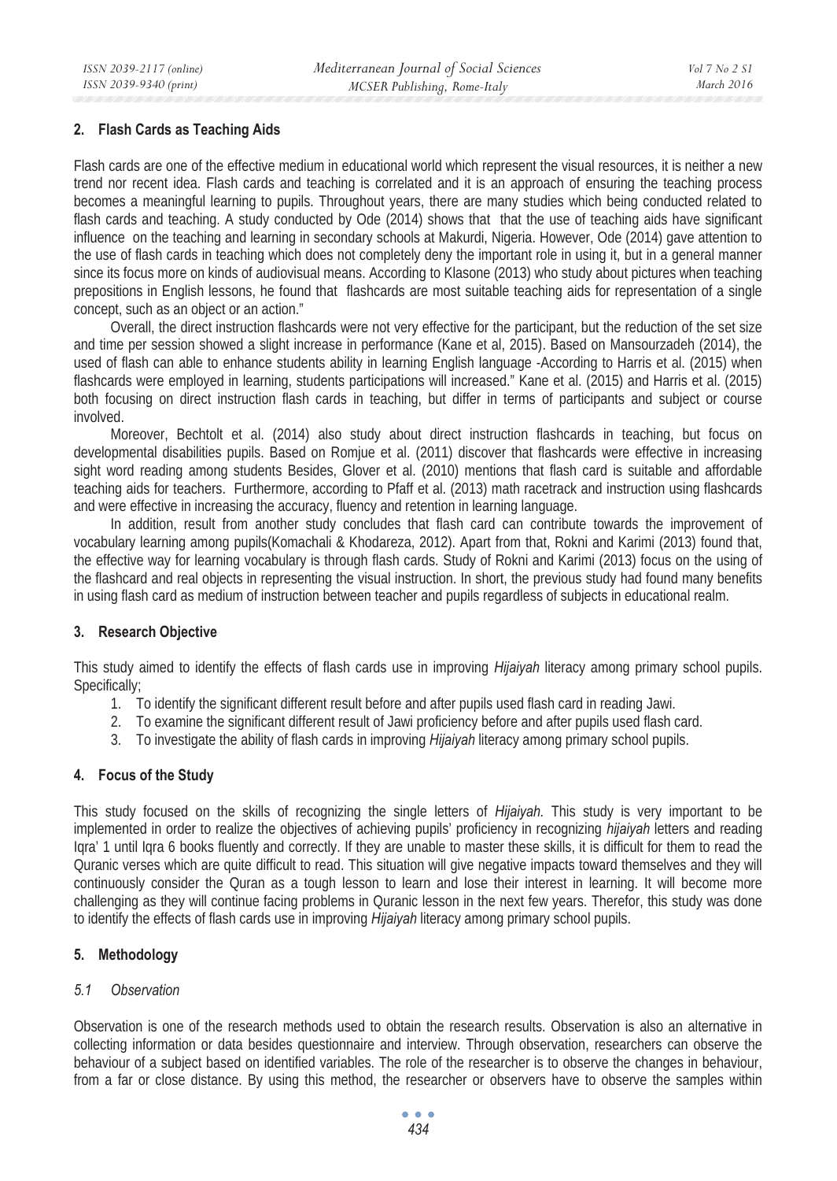## 2. Flash Cards as Teaching Aids

Flash cards are one of the effective medium in educational world which represent the visual resources, it is neither a new trend nor recent idea. Flash cards and teaching is correlated and it is an approach of ensuring the teaching process becomes a meaningful learning to pupils. Throughout years, there are many studies which being conducted related to flash cards and teaching. A study conducted by Ode (2014) shows that that the use of teaching aids have significant influence on the teaching and learning in secondary schools at Makurdi, Nigeria. However, Ode (2014) gave attention to the use of flash cards in teaching which does not completely deny the important role in using it, but in a general manner since its focus more on kinds of audiovisual means. According to Klasone (2013) who study about pictures when teaching prepositions in English lessons, he found that flashcards are most suitable teaching aids for representation of a single concept, such as an object or an action."

Overall, the direct instruction flashcards were not very effective for the participant, but the reduction of the set size and time per session showed a slight increase in performance (Kane et al, 2015). Based on Mansourzadeh (2014), the used of flash can able to enhance students ability in learning English language -According to Harris et al. (2015) when flashcards were employed in learning, students participations will increased." Kane et al. (2015) and Harris et al. (2015) both focusing on direct instruction flash cards in teaching, but differ in terms of participants and subject or course involved.

Moreover, Bechtolt et al. (2014) also study about direct instruction flashcards in teaching, but focus on developmental disabilities pupils. Based on Romjue et al. (2011) discover that flashcards were effective in increasing sight word reading among students Besides, Glover et al. (2010) mentions that flash card is suitable and affordable teaching aids for teachers. Furthermore, according to Pfaff et al. (2013) math racetrack and instruction using flashcards and were effective in increasing the accuracy, fluency and retention in learning language.

In addition, result from another study concludes that flash card can contribute towards the improvement of vocabulary learning among pupils(Komachali & Khodareza, 2012). Apart from that, Rokni and Karimi (2013) found that, the effective way for learning vocabulary is through flash cards. Study of Rokni and Karimi (2013) focus on the using of the flashcard and real objects in representing the visual instruction. In short, the previous study had found many benefits in using flash card as medium of instruction between teacher and pupils regardless of subjects in educational realm.

## 3. Research Objective

This study aimed to identify the effects of flash cards use in improving *Hijaiyah* literacy among primary school pupils. Specifically;

1. To identify the significant different result before and after pupils used flash card in reading Jawi.
2. To examine the significant different result of Jawi proficiency before and after pupils used flash card.
3. To investigate the ability of flash cards in improving *Hijaiyah* literacy among primary school pupils.

## 4. Focus of the Study

This study focused on the skills of recognizing the single letters of *Hijaiyah.* This study is very important to be implemented in order to realize the objectives of achieving pupils' proficiency in recognizing *hijaiyah* letters and reading Iqra' 1 until Iqra 6 books fluently and correctly. If they are unable to master these skills, it is difficult for them to read the Quranic verses which are quite difficult to read. This situation will give negative impacts toward themselves and they will continuously consider the Quran as a tough lesson to learn and lose their interest in learning. It will become more challenging as they will continue facing problems in Quranic lesson in the next few years. Therefor, this study was done to identify the effects of flash cards use in improving *Hijaiyah* literacy among primary school pupils.

## 5. Methodology

### *5.1 Observation*

Observation is one of the research methods used to obtain the research results. Observation is also an alternative in collecting information or data besides questionnaire and interview. Through observation, researchers can observe the behaviour of a subject based on identified variables. The role of the researcher is to observe the changes in behaviour, from a far or close distance. By using this method, the researcher or observers have to observe the samples within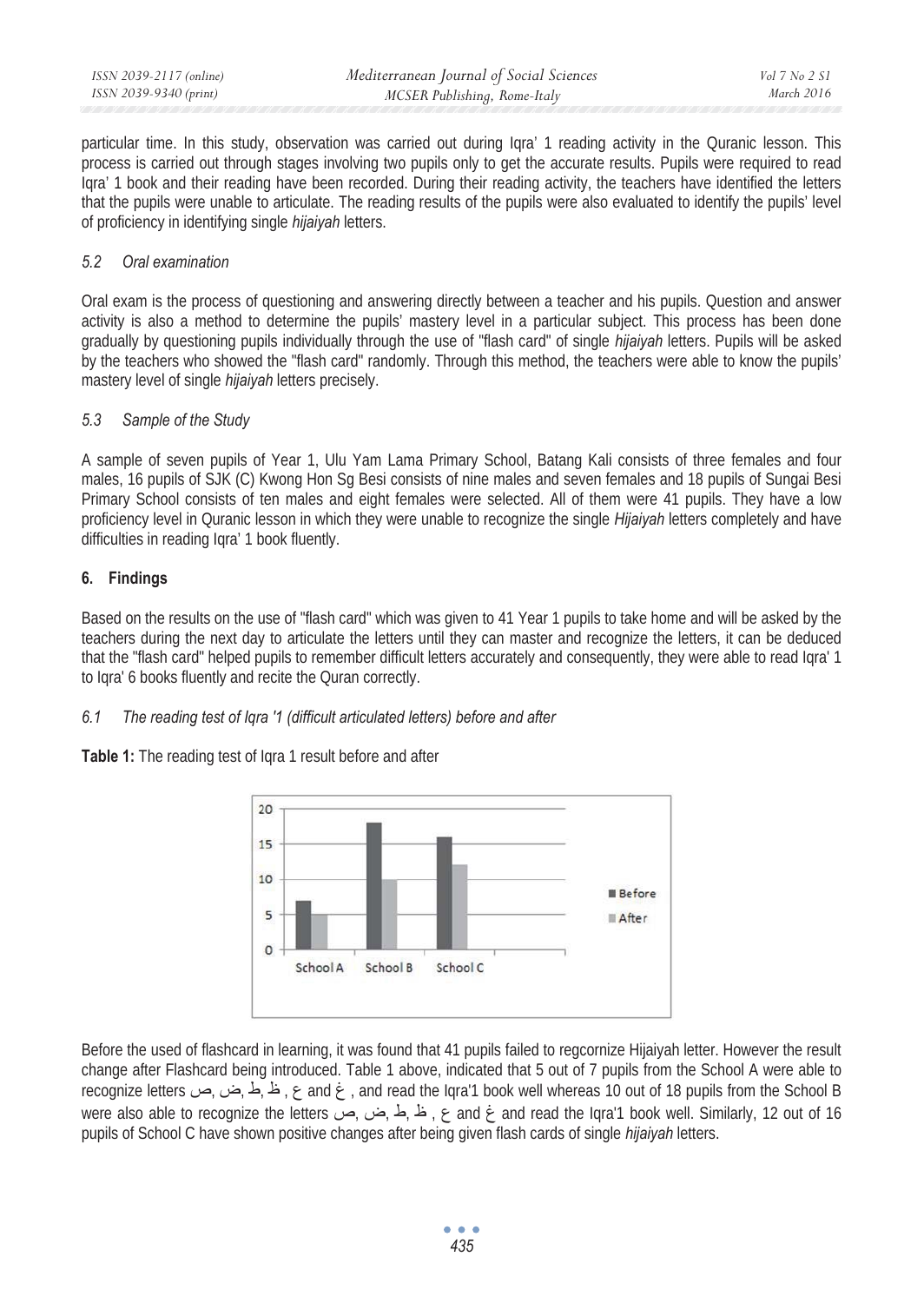particular time. In this study, observation was carried out during Iqra' 1 reading activity in the Quranic lesson. This process is carried out through stages involving two pupils only to get the accurate results. Pupils were required to read Iqra' 1 book and their reading have been recorded. During their reading activity, the teachers have identified the letters that the pupils were unable to articulate. The reading results of the pupils were also evaluated to identify the pupils' level of proficiency in identifying single *hijaiyah* letters.

### *5.2 Oral examination*

Oral exam is the process of questioning and answering directly between a teacher and his pupils. Question and answer activity is also a method to determine the pupils' mastery level in a particular subject. This process has been done gradually by questioning pupils individually through the use of "flash card" of single *hijaiyah* letters. Pupils will be asked by the teachers who showed the "flash card" randomly. Through this method, the teachers were able to know the pupils' mastery level of single *hijaiyah* letters precisely.

### *5.3 Sample of the Study*

A sample of seven pupils of Year 1, Ulu Yam Lama Primary School, Batang Kali consists of three females and four males, 16 pupils of SJK (C) Kwong Hon Sg Besi consists of nine males and seven females and 18 pupils of Sungai Besi Primary School consists of ten males and eight females were selected. All of them were 41 pupils. They have a low proficiency level in Quranic lesson in which they were unable to recognize the single *Hijaiyah* letters completely and have difficulties in reading Iqra' 1 book fluently.

## 6. Findings

Based on the results on the use of "flash card" which was given to 41 Year 1 pupils to take home and will be asked by the teachers during the next day to articulate the letters until they can master and recognize the letters, it can be deduced that the "flash card" helped pupils to remember difficult letters accurately and consequently, they were able to read Iqra' 1 to Iqra' 6 books fluently and recite the Quran correctly.

### *6.1 The reading test of Iqra '1 (difficult articulated letters) before and after*

**Table 1:** The reading test of Iqra 1 result before and after

| | Before | After |
|---|---|---|
| School A | 7 | 5 |
| School B | 18 | 10 |
| School C | 16 | 12 |

Before the used of flashcard in learning, it was found that 41 pupils failed to regcornize Hijaiyah letter. However the result change after Flashcard being introduced. Table 1 above, indicated that 5 out of 7 pupils from the School A were able to recognize letters ص, ض, ط, ظ , ع and غ , and read the Iqra'1 book well whereas 10 out of 18 pupils from the School B were also able to recognize the letters ص, ض, ط, ظ , ع and غ and read the Iqra'1 book well. Similarly, 12 out of 16 pupils of School C have shown positive changes after being given flash cards of single *hijaiyah* letters.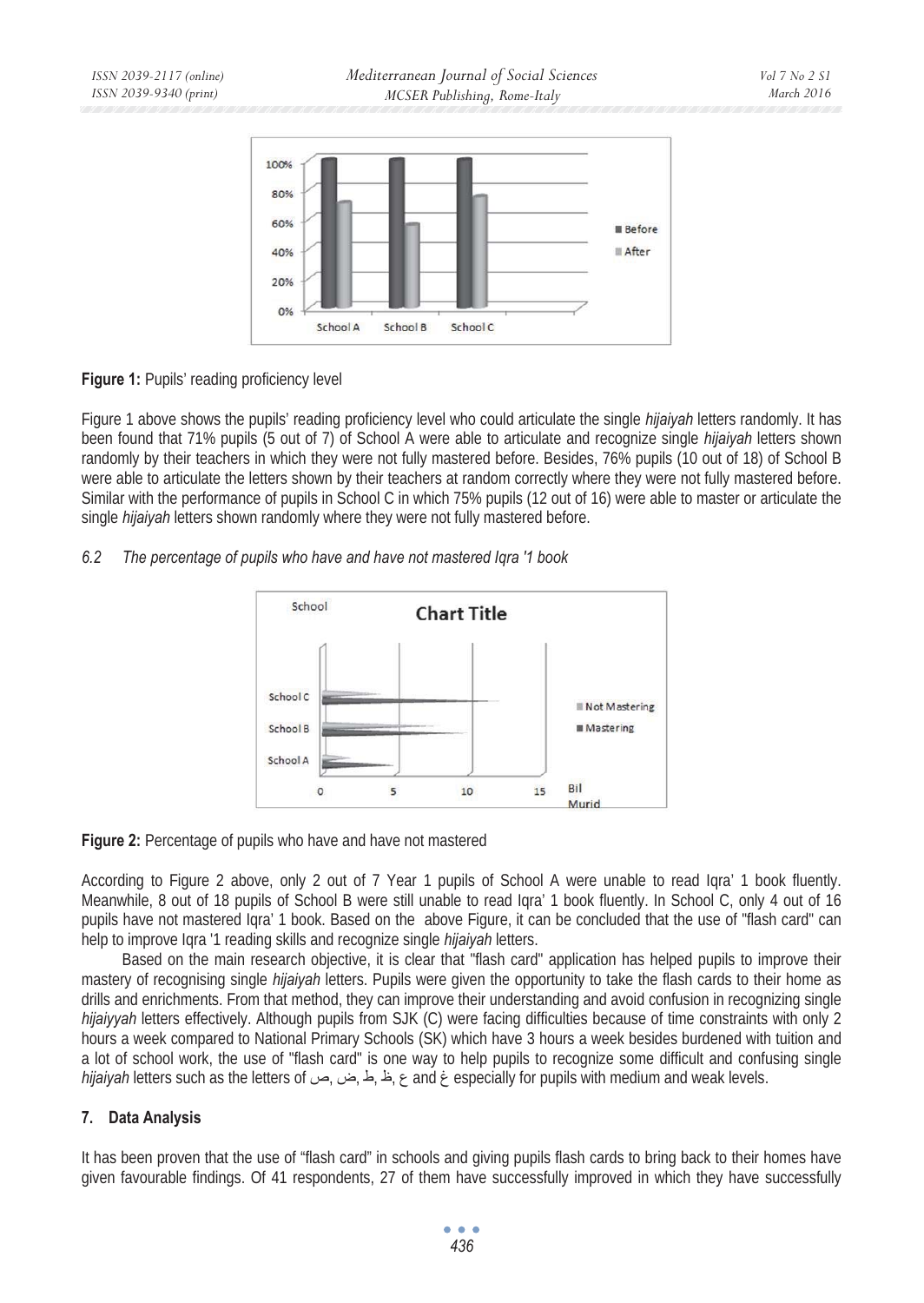**Figure 1:** Pupils' reading proficiency level

Figure 1 above shows the pupils' reading proficiency level who could articulate the single *hijaiyah* letters randomly. It has been found that 71% pupils (5 out of 7) of School A were able to articulate and recognize single *hijaiyah* letters shown randomly by their teachers in which they were not fully mastered before. Besides, 76% pupils (10 out of 18) of School B were able to articulate the letters shown by their teachers at random correctly where they were not fully mastered before. Similar with the performance of pupils in School C in which 75% pupils (12 out of 16) were able to master or articulate the single *hijaiyah* letters shown randomly where they were not fully mastered before.

### *6.2 The percentage of pupils who have and have not mastered Iqra '1 book*

**Figure 2:** Percentage of pupils who have and have not mastered

According to Figure 2 above, only 2 out of 7 Year 1 pupils of School A were unable to read Iqra' 1 book fluently. Meanwhile, 8 out of 18 pupils of School B were still unable to read Iqra' 1 book fluently. In School C, only 4 out of 16 pupils have not mastered Iqra' 1 book. Based on the above Figure, it can be concluded that the use of "flash card" can help to improve Iqra '1 reading skills and recognize single *hijaiyah* letters.

Based on the main research objective, it is clear that "flash card" application has helped pupils to improve their mastery of recognising single *hijaiyah* letters. Pupils were given the opportunity to take the flash cards to their home as drills and enrichments. From that method, they can improve their understanding and avoid confusion in recognizing single *hijaiyyah* letters effectively. Although pupils from SJK (C) were facing difficulties because of time constraints with only 2 hours a week compared to National Primary Schools (SK) which have 3 hours a week besides burdened with tuition and a lot of school work, the use of "flash card" is one way to help pupils to recognize some difficult and confusing single *hijaiyah* letters such as the letters of ص, ض, ط, ظ, ع and غ especially for pupils with medium and weak levels.

## 7. Data Analysis

It has been proven that the use of "flash card" in schools and giving pupils flash cards to bring back to their homes have given favourable findings. Of 41 respondents, 27 of them have successfully improved in which they have successfully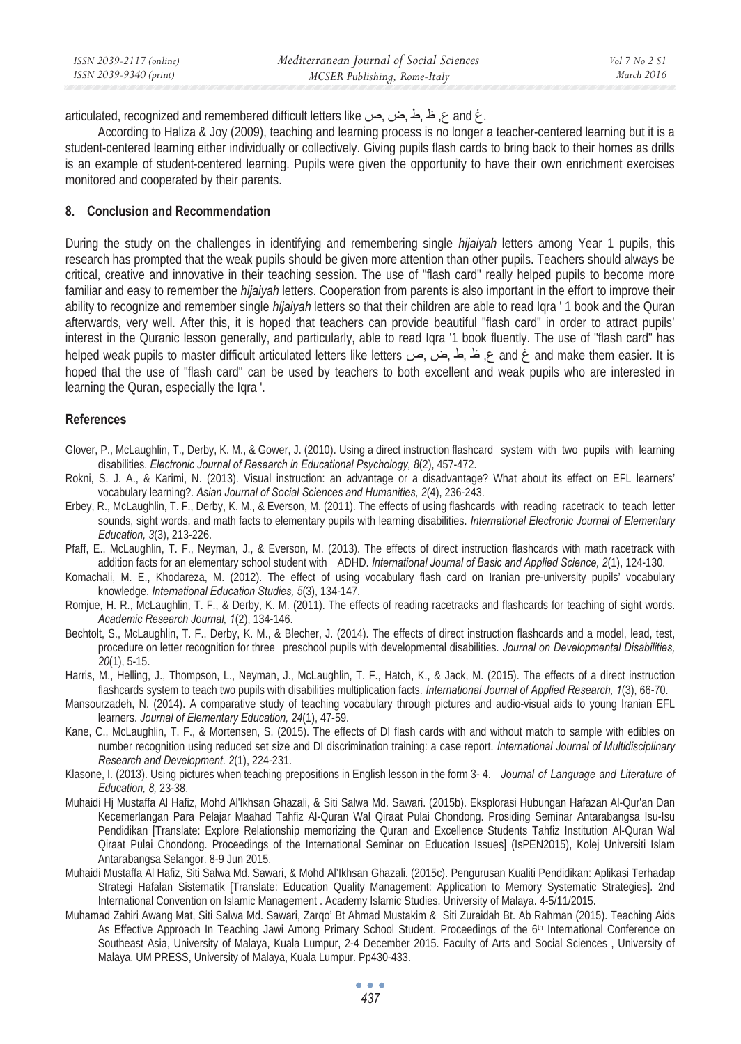articulated, recognized and remembered difficult letters like ص, ض, ط, ظ, ع and غ.

According to Haliza & Joy (2009), teaching and learning process is no longer a teacher-centered learning but it is a student-centered learning either individually or collectively. Giving pupils flash cards to bring back to their homes as drills is an example of student-centered learning. Pupils were given the opportunity to have their own enrichment exercises monitored and cooperated by their parents.

## 8. Conclusion and Recommendation

During the study on the challenges in identifying and remembering single *hijaiyah* letters among Year 1 pupils, this research has prompted that the weak pupils should be given more attention than other pupils. Teachers should always be critical, creative and innovative in their teaching session. The use of "flash card" really helped pupils to become more familiar and easy to remember the *hijaiyah* letters. Cooperation from parents is also important in the effort to improve their ability to recognize and remember single *hijaiyah* letters so that their children are able to read Iqra ' 1 book and the Quran afterwards, very well. After this, it is hoped that teachers can provide beautiful "flash card" in order to attract pupils' interest in the Quranic lesson generally, and particularly, able to read Iqra '1 book fluently. The use of "flash card" has helped weak pupils to master difficult articulated letters like letters ص, ض, ط, ظ, ع and غ and make them easier. It is hoped that the use of "flash card" can be used by teachers to both excellent and weak pupils who are interested in learning the Quran, especially the Iqra '.

## References

Glover, P., McLaughlin, T., Derby, K. M., & Gower, J. (2010). Using a direct instruction flashcard system with two pupils with learning disabilities. *Electronic Journal of Research in Educational Psychology, 8*(2), 457-472.

Rokni, S. J. A., & Karimi, N. (2013). Visual instruction: an advantage or a disadvantage? What about its effect on EFL learners' vocabulary learning?. *Asian Journal of Social Sciences and Humanities, 2*(4), 236-243.

Erbey, R., McLaughlin, T. F., Derby, K. M., & Everson, M. (2011). The effects of using flashcards with reading racetrack to teach letter sounds, sight words, and math facts to elementary pupils with learning disabilities. *International Electronic Journal of Elementary Education, 3*(3), 213-226.

Pfaff, E., McLaughlin, T. F., Neyman, J., & Everson, M. (2013). The effects of direct instruction flashcards with math racetrack with addition facts for an elementary school student with ADHD. *International Journal of Basic and Applied Science, 2*(1), 124-130.

Komachali, M. E., Khodareza, M. (2012). The effect of using vocabulary flash card on Iranian pre-university pupils' vocabulary knowledge. *International Education Studies, 5*(3), 134-147.

Romjue, H. R., McLaughlin, T. F., & Derby, K. M. (2011). The effects of reading racetracks and flashcards for teaching of sight words. *Academic Research Journal, 1*(2), 134-146.

Bechtolt, S., McLaughlin, T. F., Derby, K. M., & Blecher, J. (2014). The effects of direct instruction flashcards and a model, lead, test, procedure on letter recognition for three preschool pupils with developmental disabilities. *Journal on Developmental Disabilities, 20*(1), 5-15.

Harris, M., Helling, J., Thompson, L., Neyman, J., McLaughlin, T. F., Hatch, K., & Jack, M. (2015). The effects of a direct instruction flashcards system to teach two pupils with disabilities multiplication facts. *International Journal of Applied Research, 1*(3), 66-70.

Mansourzadeh, N. (2014). A comparative study of teaching vocabulary through pictures and audio-visual aids to young Iranian EFL learners. *Journal of Elementary Education, 24*(1), 47-59.

Kane, C., McLaughlin, T. F., & Mortensen, S. (2015). The effects of DI flash cards with and without match to sample with edibles on number recognition using reduced set size and DI discrimination training: a case report. *International Journal of Multidisciplinary Research and Development. 2*(1), 224-231.

Klasone, I. (2013). Using pictures when teaching prepositions in English lesson in the form 3- 4. *Journal of Language and Literature of Education, 8,* 23-38.

Muhaidi Hj Mustaffa Al Hafiz, Mohd Al'Ikhsan Ghazali, & Siti Salwa Md. Sawari. (2015b). Eksplorasi Hubungan Hafazan Al-Qur'an Dan Kecemerlangan Para Pelajar Maahad Tahfiz Al-Quran Wal Qiraat Pulai Chondong. Prosiding Seminar Antarabangsa Isu-Isu Pendidikan [Translate: Explore Relationship memorizing the Quran and Excellence Students Tahfiz Institution Al-Quran Wal Qiraat Pulai Chondong. Proceedings of the International Seminar on Education Issues] (IsPEN2015), Kolej Universiti Islam Antarabangsa Selangor. 8-9 Jun 2015.

Muhaidi Mustaffa Al Hafiz, Siti Salwa Md. Sawari, & Mohd Al'Ikhsan Ghazali. (2015c). Pengurusan Kualiti Pendidikan: Aplikasi Terhadap Strategi Hafalan Sistematik [Translate: Education Quality Management: Application to Memory Systematic Strategies]. 2nd International Convention on Islamic Management . Academy Islamic Studies. University of Malaya. 4-5/11/2015.

Muhamad Zahiri Awang Mat, Siti Salwa Md. Sawari, Zarqo' Bt Ahmad Mustakim & Siti Zuraidah Bt. Ab Rahman (2015). Teaching Aids As Effective Approach In Teaching Jawi Among Primary School Student. Proceedings of the 6th International Conference on Southeast Asia, University of Malaya, Kuala Lumpur, 2-4 December 2015. Faculty of Arts and Social Sciences , University of Malaya. UM PRESS, University of Malaya, Kuala Lumpur. Pp430-433.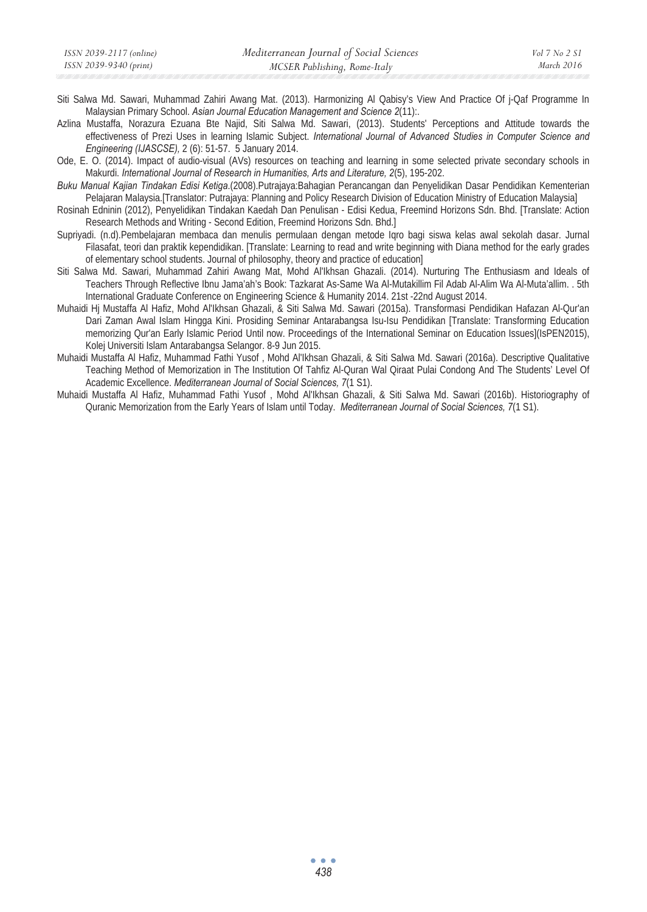Siti Salwa Md. Sawari, Muhammad Zahiri Awang Mat. (2013). Harmonizing Al Qabisy's View And Practice Of j-Qaf Programme In Malaysian Primary School. *Asian Journal Education Management and Science 2*(11):.

Azlina Mustaffa, Norazura Ezuana Bte Najid, Siti Salwa Md. Sawari, (2013). Students' Perceptions and Attitude towards the effectiveness of Prezi Uses in learning Islamic Subject. *International Journal of Advanced Studies in Computer Science and Engineering (IJASCSE),* 2 (6): 51-57. 5 January 2014.

Ode, E. O. (2014). Impact of audio-visual (AVs) resources on teaching and learning in some selected private secondary schools in Makurdi. *International Journal of Research in Humanities, Arts and Literature, 2*(5), 195-202.

*Buku Manual Kajian Tindakan Edisi Ketiga*.(2008).Putrajaya:Bahagian Perancangan dan Penyelidikan Dasar Pendidikan Kementerian Pelajaran Malaysia.[Translator: Putrajaya: Planning and Policy Research Division of Education Ministry of Education Malaysia]

Rosinah Edninin (2012), Penyelidikan Tindakan Kaedah Dan Penulisan - Edisi Kedua, Freemind Horizons Sdn. Bhd. [Translate: Action Research Methods and Writing - Second Edition, Freemind Horizons Sdn. Bhd.]

Supriyadi. (n.d).Pembelajaran membaca dan menulis permulaan dengan metode Iqro bagi siswa kelas awal sekolah dasar. Jurnal Filasafat, teori dan praktik kependidikan. [Translate: Learning to read and write beginning with Diana method for the early grades of elementary school students. Journal of philosophy, theory and practice of education]

Siti Salwa Md. Sawari, Muhammad Zahiri Awang Mat, Mohd Al'Ikhsan Ghazali. (2014). Nurturing The Enthusiasm and Ideals of Teachers Through Reflective Ibnu Jama'ah's Book: Tazkarat As-Same Wa Al-Mutakillim Fil Adab Al-Alim Wa Al-Muta'allim. . 5th International Graduate Conference on Engineering Science & Humanity 2014. 21st -22nd August 2014.

Muhaidi Hj Mustaffa Al Hafiz, Mohd Al'Ikhsan Ghazali, & Siti Salwa Md. Sawari (2015a). Transformasi Pendidikan Hafazan Al-Qur'an Dari Zaman Awal Islam Hingga Kini. Prosiding Seminar Antarabangsa Isu-Isu Pendidikan [Translate: Transforming Education memorizing Qur'an Early Islamic Period Until now. Proceedings of the International Seminar on Education Issues](IsPEN2015), Kolej Universiti Islam Antarabangsa Selangor. 8-9 Jun 2015.

Muhaidi Mustaffa Al Hafiz, Muhammad Fathi Yusof , Mohd Al'Ikhsan Ghazali, & Siti Salwa Md. Sawari (2016a). Descriptive Qualitative Teaching Method of Memorization in The Institution Of Tahfiz Al-Quran Wal Qiraat Pulai Condong And The Students' Level Of Academic Excellence. *Mediterranean Journal of Social Sciences, 7*(1 S1).

Muhaidi Mustaffa Al Hafiz, Muhammad Fathi Yusof , Mohd Al'Ikhsan Ghazali, & Siti Salwa Md. Sawari (2016b). Historiography of Quranic Memorization from the Early Years of Islam until Today. *Mediterranean Journal of Social Sciences, 7*(1 S1).